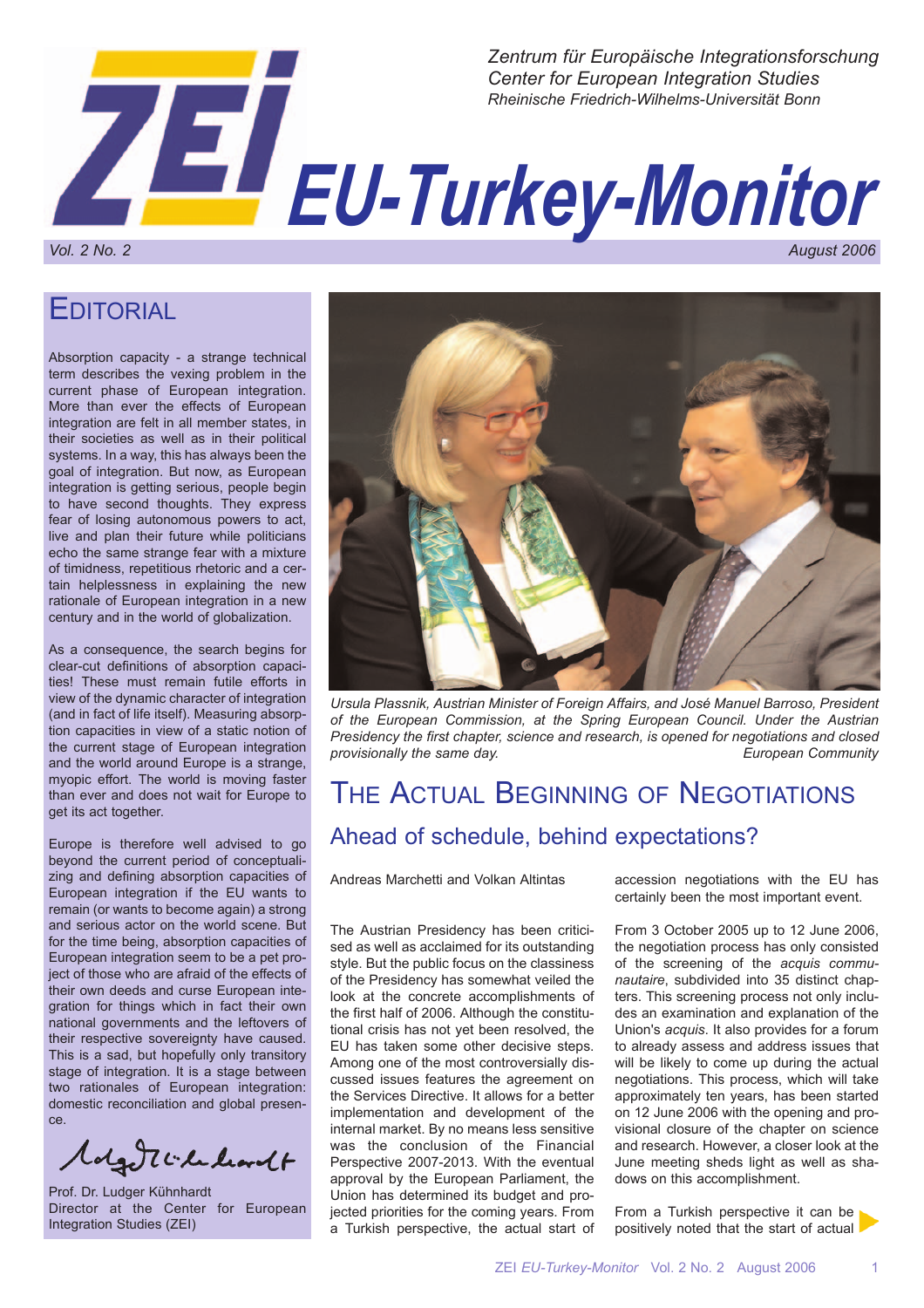Zentrum für Europäische Integrationsforschung
Center for European Integration Studies
Rheinische Friedrich-Wilhelms-Universität Bonn

# ZEI EU-Turkey-Monitor

Vol. 2 No. 2 August 2006

## Editorial

Absorption capacity - a strange technical term describes the vexing problem in the current phase of European integration. More than ever the effects of European integration are felt in all member states, in their societies as well as in their political systems. In a way, this has always been the goal of integration. But now, as European integration is getting serious, people begin to have second thoughts. They express fear of losing autonomous powers to act, live and plan their future while politicians echo the same strange fear with a mixture of timidness, repetitious rhetoric and a certain helplessness in explaining the new rationale of European integration in a new century and in the world of globalization.

As a consequence, the search begins for clear-cut definitions of absorption capacities! These must remain futile efforts in view of the dynamic character of integration (and in fact of life itself). Measuring absorption capacities in view of a static notion of the current stage of European integration and the world around Europe is a strange, myopic effort. The world is moving faster than ever and does not wait for Europe to get its act together.

Europe is therefore well advised to go beyond the current period of conceptualizing and defining absorption capacities of European integration if the EU wants to remain (or wants to become again) a strong and serious actor on the world scene. But for the time being, absorption capacities of European integration seem to be a pet project of those who are afraid of the effects of their own deeds and curse European integration for things which in fact their own national governments and the leftovers of their respective sovereignty have caused. This is a sad, but hopefully only transitory stage of integration. It is a stage between two rationales of European integration: domestic reconciliation and global presence.

Prof. Dr. Ludger Kühnhardt
Director at the Center for European Integration Studies (ZEI)

*Ursula Plassnik, Austrian Minister of Foreign Affairs, and José Manuel Barroso, President of the European Commission, at the Spring European Council. Under the Austrian Presidency the first chapter, science and research, is opened for negotiations and closed provisionally the same day.* European Community

## The Actual Beginning of Negotiations

### Ahead of schedule, behind expectations?

Andreas Marchetti and Volkan Altintas

The Austrian Presidency has been criticised as well as acclaimed for its outstanding style. But the public focus on the classiness of the Presidency has somewhat veiled the look at the concrete accomplishments of the first half of 2006. Although the constitutional crisis has not yet been resolved, the EU has taken some other decisive steps. Among one of the most controversially discussed issues features the agreement on the Services Directive. It allows for a better implementation and development of the internal market. By no means less sensitive was the conclusion of the Financial Perspective 2007-2013. With the eventual approval by the European Parliament, the Union has determined its budget and projected priorities for the coming years. From a Turkish perspective, the actual start of accession negotiations with the EU has certainly been the most important event.

From 3 October 2005 up to 12 June 2006, the negotiation process has only consisted of the screening of the *acquis communautaire*, subdivided into 35 distinct chapters. This screening process not only includes an examination and explanation of the Union's *acquis*. It also provides for a forum to already assess and address issues that will be likely to come up during the actual negotiations. This process, which will take approximately ten years, has been started on 12 June 2006 with the opening and provisional closure of the chapter on science and research. However, a closer look at the June meeting sheds light as well as shadows on this accomplishment.

From a Turkish perspective it can be positively noted that the start of actual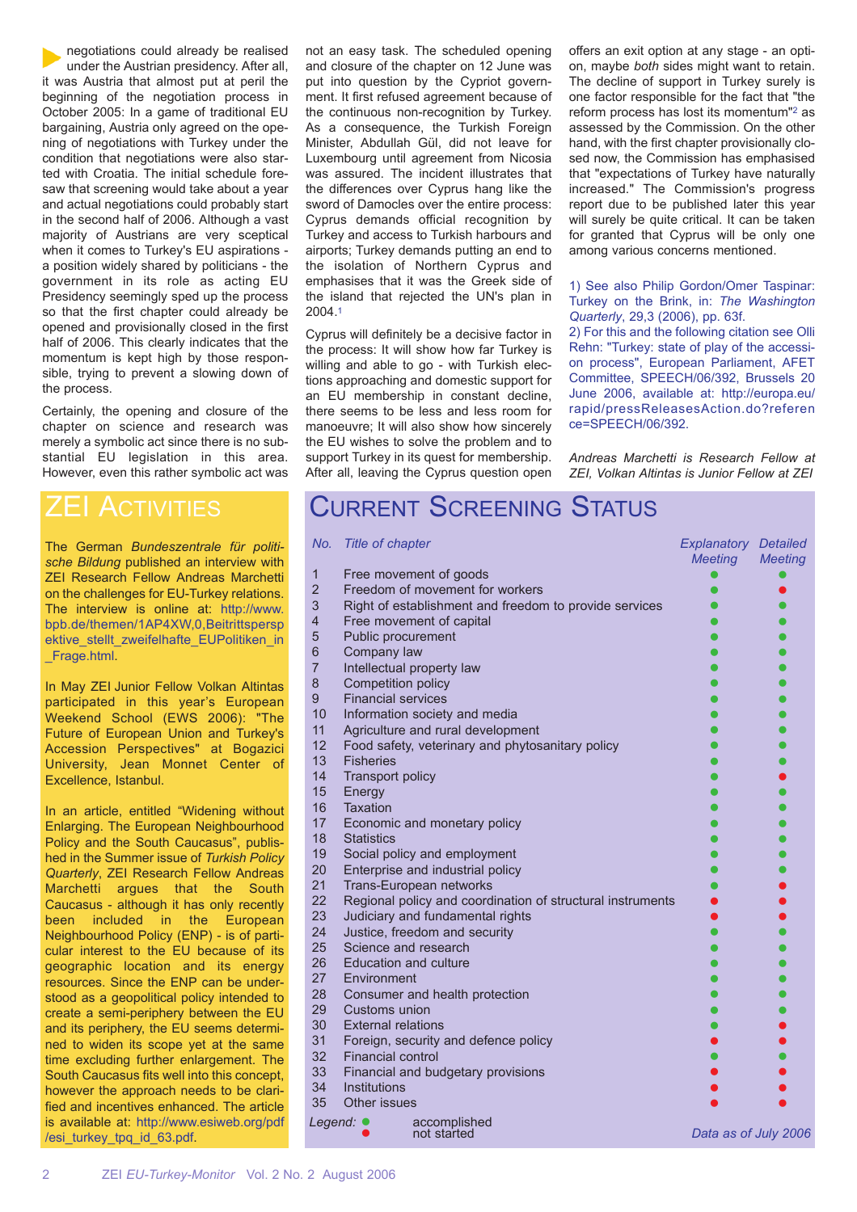negotiations could already be realised under the Austrian presidency. After all, it was Austria that almost put at peril the beginning of the negotiation process in October 2005: In a game of traditional EU bargaining, Austria only agreed on the opening of negotiations with Turkey under the condition that negotiations were also started with Croatia. The initial schedule foresaw that screening would take about a year and actual negotiations could probably start in the second half of 2006. Although a vast majority of Austrians are very sceptical when it comes to Turkey's EU aspirations - a position widely shared by politicians - the government in its role as acting EU Presidency seemingly sped up the process so that the first chapter could already be opened and provisionally closed in the first half of 2006. This clearly indicates that the momentum is kept high by those responsible, trying to prevent a slowing down of the process.

Certainly, the opening and closure of the chapter on science and research was merely a symbolic act since there is no substantial EU legislation in this area. However, even this rather symbolic act was not an easy task. The scheduled opening and closure of the chapter on 12 June was put into question by the Cypriot government. It first refused agreement because of the continuous non-recognition by Turkey. As a consequence, the Turkish Foreign Minister, Abdullah Gül, did not leave for Luxembourg until agreement from Nicosia was assured. The incident illustrates that the differences over Cyprus hang like the sword of Damocles over the entire process: Cyprus demands official recognition by Turkey and access to Turkish harbours and airports; Turkey demands putting an end to the isolation of Northern Cyprus and emphasises that it was the Greek side of the island that rejected the UN's plan in 2004.[1]

Cyprus will definitely be a decisive factor in the process: It will show how far Turkey is willing and able to go - with Turkish elections approaching and domestic support for an EU membership in constant decline, there seems to be less and less room for manoeuvre; It will also show how sincerely the EU wishes to solve the problem and to support Turkey in its quest for membership. After all, leaving the Cyprus question open offers an exit option at any stage - an option, maybe *both* sides might want to retain. The decline of support in Turkey surely is one factor responsible for the fact that "the reform process has lost its momentum"[2] as assessed by the Commission. On the other hand, with the first chapter provisionally closed now, the Commission has emphasised that "expectations of Turkey have naturally increased." The Commission's progress report due to be published later this year will surely be quite critical. It can be taken for granted that Cyprus will be only one among various concerns mentioned.

1) See also Philip Gordon/Omer Taspinar: Turkey on the Brink, in: *The Washington Quarterly*, 29,3 (2006), pp. 63f.
2) For this and the following citation see Olli Rehn: "Turkey: state of play of the accession process", European Parliament, AFET Committee, SPEECH/06/392, Brussels 20 June 2006, available at: http://europa.eu/rapid/pressReleasesAction.do?reference=SPEECH/06/392.

*Andreas Marchetti is Research Fellow at ZEI, Volkan Altintas is Junior Fellow at ZEI*

## ZEI Activities

The German *Bundeszentrale für politische Bildung* published an interview with ZEI Research Fellow Andreas Marchetti on the challenges for EU-Turkey relations. The interview is online at: http://www.bpb.de/themen/1AP4XW,0,Beitrittsperspektive_stellt_zweifelhafte_EUPolitiken_in_Frage.html.

In May ZEI Junior Fellow Volkan Altintas participated in this year's European Weekend School (EWS 2006): "The Future of European Union and Turkey's Accession Perspectives" at Bogazici University, Jean Monnet Center of Excellence, Istanbul.

In an article, entitled "Widening without Enlarging. The European Neighbourhood Policy and the South Caucasus", published in the Summer issue of *Turkish Policy Quarterly*, ZEI Research Fellow Andreas Marchetti argues that the South Caucasus - although it has only recently been included in the European Neighbourhood Policy (ENP) - is of particular interest to the EU because of its geographic location and its energy resources. Since the ENP can be understood as a geopolitical policy intended to create a semi-periphery between the EU and its periphery, the EU seems determined to widen its scope yet at the same time excluding further enlargement. The South Caucasus fits well into this concept, however the approach needs to be clarified and incentives enhanced. The article is available at: http://www.esiweb.org/pdf/esi_turkey_tpq_id_63.pdf.

## Current Screening Status

| No. | Title of chapter | Explanatory Meeting | Detailed Meeting |
|---|---|---|---|
| 1 | Free movement of goods | ● accomplished | ● accomplished |
| 2 | Freedom of movement for workers | ● accomplished | ● not started |
| 3 | Right of establishment and freedom to provide services | ● accomplished | ● accomplished |
| 4 | Free movement of capital | ● accomplished | ● accomplished |
| 5 | Public procurement | ● accomplished | ● accomplished |
| 6 | Company law | ● accomplished | ● accomplished |
| 7 | Intellectual property law | ● accomplished | ● accomplished |
| 8 | Competition policy | ● accomplished | ● accomplished |
| 9 | Financial services | ● accomplished | ● accomplished |
| 10 | Information society and media | ● accomplished | ● accomplished |
| 11 | Agriculture and rural development | ● accomplished | ● accomplished |
| 12 | Food safety, veterinary and phytosanitary policy | ● accomplished | ● accomplished |
| 13 | Fisheries | ● accomplished | ● accomplished |
| 14 | Transport policy | ● accomplished | ● not started |
| 15 | Energy | ● accomplished | ● accomplished |
| 16 | Taxation | ● accomplished | ● accomplished |
| 17 | Economic and monetary policy | ● accomplished | ● accomplished |
| 18 | Statistics | ● accomplished | ● accomplished |
| 19 | Social policy and employment | ● accomplished | ● accomplished |
| 20 | Enterprise and industrial policy | ● accomplished | ● accomplished |
| 21 | Trans-European networks | ● accomplished | ● not started |
| 22 | Regional policy and coordination of structural instruments | ● not started | ● not started |
| 23 | Judiciary and fundamental rights | ● not started | ● not started |
| 24 | Justice, freedom and security | ● accomplished | ● accomplished |
| 25 | Science and research | ● accomplished | ● accomplished |
| 26 | Education and culture | ● accomplished | ● accomplished |
| 27 | Environment | ● accomplished | ● accomplished |
| 28 | Consumer and health protection | ● accomplished | ● accomplished |
| 29 | Customs union | ● accomplished | ● accomplished |
| 30 | External relations | ● accomplished | ● not started |
| 31 | Foreign, security and defence policy | ● not started | ● not started |
| 32 | Financial control | ● accomplished | ● accomplished |
| 33 | Financial and budgetary provisions | ● not started | ● not started |
| 34 | Institutions | ● not started | ● not started |
| 35 | Other issues | ● not started | ● not started |

*Legend:* ● (green) accomplished; ● (red) not started

*Data as of July 2006*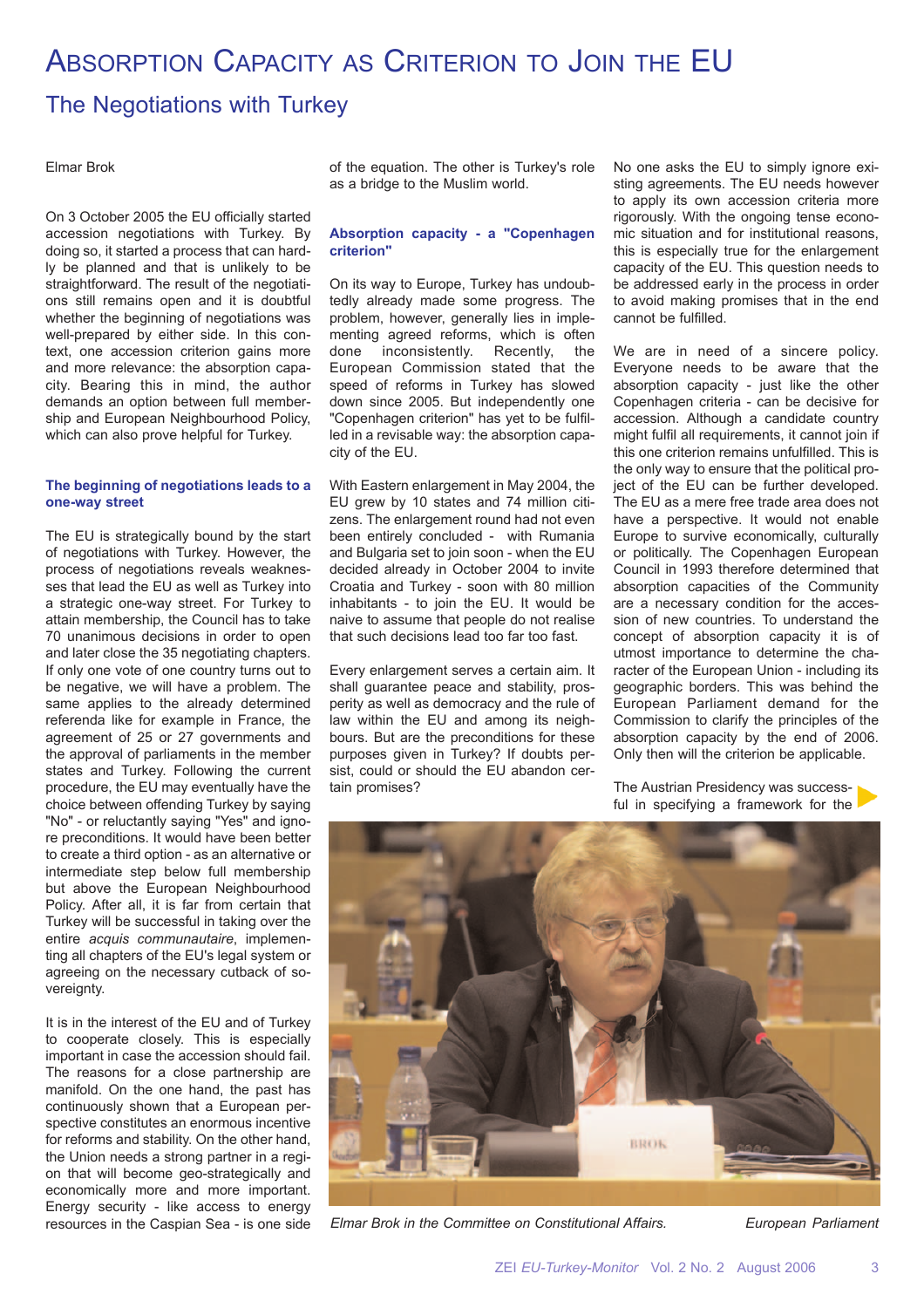# Absorption Capacity as Criterion to Join the EU

## The Negotiations with Turkey

Elmar Brok

**On 3 October 2005 the EU officially started accession negotiations with Turkey. By doing so, it started a process that can hardly be planned and that is unlikely to be straightforward. The result of the negotiations still remains open and it is doubtful whether the beginning of negotiations was well-prepared by either side. In this context, one accession criterion gains more and more relevance: the absorption capacity. Bearing this in mind, the author demands an option between full membership and European Neighbourhood Policy, which can also prove helpful for Turkey.**

### The beginning of negotiations leads to a one-way street

The EU is strategically bound by the start of negotiations with Turkey. However, the process of negotiations reveals weaknesses that lead the EU as well as Turkey into a strategic one-way street. For Turkey to attain membership, the Council has to take 70 unanimous decisions in order to open and later close the 35 negotiating chapters. If only one vote of one country turns out to be negative, we will have a problem. The same applies to the already determined referenda like for example in France, the agreement of 25 or 27 governments and the approval of parliaments in the member states and Turkey. Following the current procedure, the EU may eventually have the choice between offending Turkey by saying "No" - or reluctantly saying "Yes" and ignore preconditions. It would have been better to create a third option - as an alternative or intermediate step below full membership but above the European Neighbourhood Policy. After all, it is far from certain that Turkey will be successful in taking over the entire *acquis communautaire*, implementing all chapters of the EU's legal system or agreeing on the necessary cutback of sovereignty.

It is in the interest of the EU and of Turkey to cooperate closely. This is especially important in case the accession should fail. The reasons for a close partnership are manifold. On the one hand, the past has continuously shown that a European perspective constitutes an enormous incentive for reforms and stability. On the other hand, the Union needs a strong partner in a region that will become geo-strategically and economically more and more important. Energy security - like access to energy resources in the Caspian Sea - is one side of the equation. The other is Turkey's role as a bridge to the Muslim world.

### Absorption capacity - a "Copenhagen criterion"

On its way to Europe, Turkey has undoubtedly already made some progress. The problem, however, generally lies in implementing agreed reforms, which is often done inconsistently. Recently, the European Commission stated that the speed of reforms in Turkey has slowed down since 2005. But independently one "Copenhagen criterion" has yet to be fulfilled in a revisable way: the absorption capacity of the EU.

With Eastern enlargement in May 2004, the EU grew by 10 states and 74 million citizens. The enlargement round had not even been entirely concluded - with Rumania and Bulgaria set to join soon - when the EU decided already in October 2004 to invite Croatia and Turkey - soon with 80 million inhabitants - to join the EU. It would be naive to assume that people do not realise that such decisions lead too far too fast.

Every enlargement serves a certain aim. It shall guarantee peace and stability, prosperity as well as democracy and the rule of law within the EU and among its neighbours. But are the preconditions for these purposes given in Turkey? If doubts persist, could or should the EU abandon certain promises?

No one asks the EU to simply ignore existing agreements. The EU needs however to apply its own accession criteria more rigorously. With the ongoing tense economic situation and for institutional reasons, this is especially true for the enlargement capacity of the EU. This question needs to be addressed early in the process in order to avoid making promises that in the end cannot be fulfilled.

We are in need of a sincere policy. Everyone needs to be aware that the absorption capacity - just like the other Copenhagen criteria - can be decisive for accession. Although a candidate country might fulfil all requirements, it cannot join if this one criterion remains unfulfilled. This is the only way to ensure that the political project of the EU can be further developed. The EU as a mere free trade area does not have a perspective. It would not enable Europe to survive economically, culturally or politically. The Copenhagen European Council in 1993 therefore determined that absorption capacities of the Community are a necessary condition for the accession of new countries. To understand the concept of absorption capacity it is of utmost importance to determine the character of the European Union - including its geographic borders. This was behind the European Parliament demand for the Commission to clarify the principles of the absorption capacity by the end of 2006. Only then will the criterion be applicable.

The Austrian Presidency was successful in specifying a framework for the

*Elmar Brok in the Committee on Constitutional Affairs.* *European Parliament*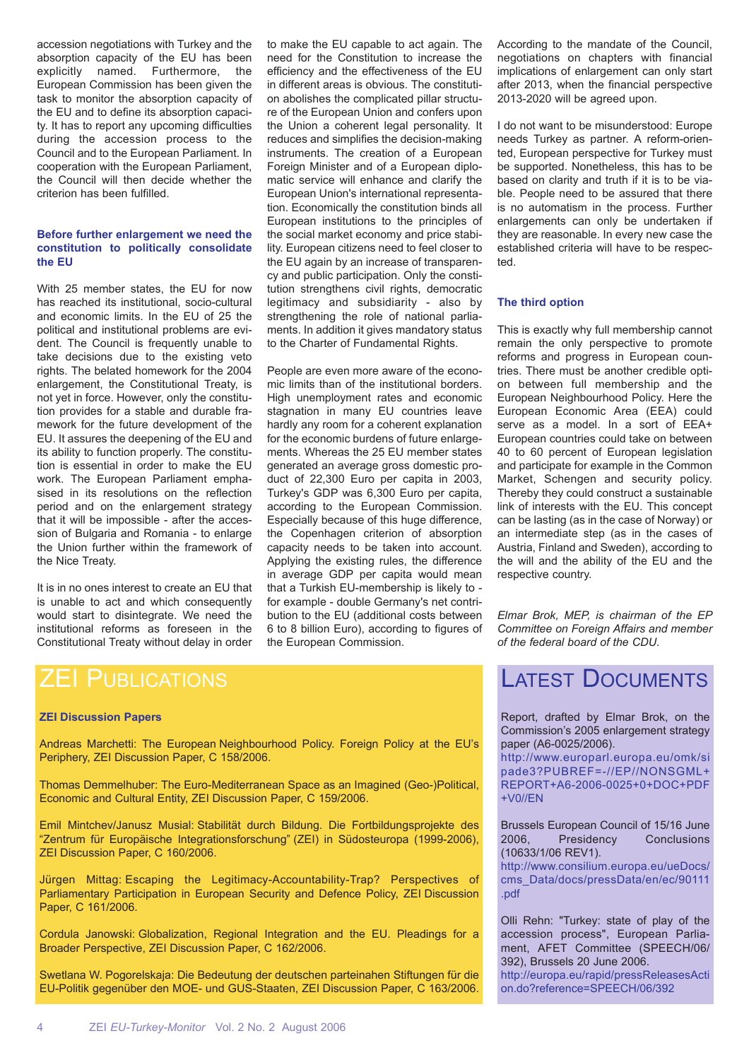accession negotiations with Turkey and the absorption capacity of the EU has been explicitly named. Furthermore, the European Commission has been given the task to monitor the absorption capacity of the EU and to define its absorption capacity. It has to report any upcoming difficulties during the accession process to the Council and to the European Parliament. In cooperation with the European Parliament, the Council will then decide whether the criterion has been fulfilled.

### Before further enlargement we need the constitution to politically consolidate the EU

With 25 member states, the EU for now has reached its institutional, socio-cultural and economic limits. In the EU of 25 the political and institutional problems are evident. The Council is frequently unable to take decisions due to the existing veto rights. The belated homework for the 2004 enlargement, the Constitutional Treaty, is not yet in force. However, only the constitution provides for a stable and durable framework for the future development of the EU. It assures the deepening of the EU and its ability to function properly. The constitution is essential in order to make the EU work. The European Parliament emphasised in its resolutions on the reflection period and on the enlargement strategy that it will be impossible - after the accession of Bulgaria and Romania - to enlarge the Union further within the framework of the Nice Treaty.

It is in no ones interest to create an EU that is unable to act and which consequently would start to disintegrate. We need the institutional reforms as foreseen in the Constitutional Treaty without delay in order to make the EU capable to act again. The need for the Constitution to increase the efficiency and the effectiveness of the EU in different areas is obvious. The constitution abolishes the complicated pillar structure of the European Union and confers upon the Union a coherent legal personality. It reduces and simplifies the decision-making instruments. The creation of a European Foreign Minister and of a European diplomatic service will enhance and clarify the European Union's international representation. Economically the constitution binds all European institutions to the principles of the social market economy and price stability. European citizens need to feel closer to the EU again by an increase of transparency and public participation. Only the constitution strengthens civil rights, democratic legitimacy and subsidiarity - also by strengthening the role of national parliaments. In addition it gives mandatory status to the Charter of Fundamental Rights.

People are even more aware of the economic limits than of the institutional borders. High unemployment rates and economic stagnation in many EU countries leave hardly any room for a coherent explanation for the economic burdens of future enlargements. Whereas the 25 EU member states generated an average gross domestic product of 22,300 Euro per capita in 2003, Turkey's GDP was 6,300 Euro per capita, according to the European Commission. Especially because of this huge difference, the Copenhagen criterion of absorption capacity needs to be taken into account. Applying the existing rules, the difference in average GDP per capita would mean that a Turkish EU-membership is likely to - for example - double Germany's net contribution to the EU (additional costs between 6 to 8 billion Euro), according to figures of the European Commission. According to the mandate of the Council, negotiations on chapters with financial implications of enlargement can only start after 2013, when the financial perspective 2013-2020 will be agreed upon.

I do not want to be misunderstood: Europe needs Turkey as partner. A reform-oriented, European perspective for Turkey must be supported. Nonetheless, this has to be based on clarity and truth if it is to be viable. People need to be assured that there is no automatism in the process. Further enlargements can only be undertaken if they are reasonable. In every new case the established criteria will have to be respected.

### The third option

This is exactly why full membership cannot remain the only perspective to promote reforms and progress in European countries. There must be another credible option between full membership and the European Neighbourhood Policy. Here the European Economic Area (EEA) could serve as a model. In a sort of EEA+ European countries could take on between 40 to 60 percent of European legislation and participate for example in the Common Market, Schengen and security policy. Thereby they could construct a sustainable link of interests with the EU. This concept can be lasting (as in the case of Norway) or an intermediate step (as in the cases of Austria, Finland and Sweden), according to the will and the ability of the EU and the respective country.

*Elmar Brok, MEP, is chairman of the EP Committee on Foreign Affairs and member of the federal board of the CDU.*

## ZEI Publications

### ZEI Discussion Papers

Andreas Marchetti: The European Neighbourhood Policy. Foreign Policy at the EU's Periphery, ZEI Discussion Paper, C 158/2006.

Thomas Demmelhuber: The Euro-Mediterranean Space as an Imagined (Geo-)Political, Economic and Cultural Entity, ZEI Discussion Paper, C 159/2006.

Emil Mintchev/Janusz Musial: Stabilität durch Bildung. Die Fortbildungsprojekte des "Zentrum für Europäische Integrationsforschung" (ZEI) in Südosteuropa (1999-2006), ZEI Discussion Paper, C 160/2006.

Jürgen Mittag: Escaping the Legitimacy-Accountability-Trap? Perspectives of Parliamentary Participation in European Security and Defence Policy, ZEI Discussion Paper, C 161/2006.

Cordula Janowski: Globalization, Regional Integration and the EU. Pleadings for a Broader Perspective, ZEI Discussion Paper, C 162/2006.

Swetlana W. Pogorelskaja: Die Bedeutung der deutschen parteinahen Stiftungen für die EU-Politik gegenüber den MOE- und GUS-Staaten, ZEI Discussion Paper, C 163/2006.

## Latest Documents

Report, drafted by Elmar Brok, on the Commission's 2005 enlargement strategy paper (A6-0025/2006).
http://www.europarl.europa.eu/omk/sipade3?PUBREF=-//EP//NONSGML+REPORT+A6-2006-0025+0+DOC+PDF+V0//EN

Brussels European Council of 15/16 June 2006, Presidency Conclusions (10633/1/06 REV1).
http://www.consilium.europa.eu/ueDocs/cms_Data/docs/pressData/en/ec/90111.pdf

Olli Rehn: "Turkey: state of play of the accession process", European Parliament, AFET Committee (SPEECH/06/392), Brussels 20 June 2006.
http://europa.eu/rapid/pressReleasesAction.do?reference=SPEECH/06/392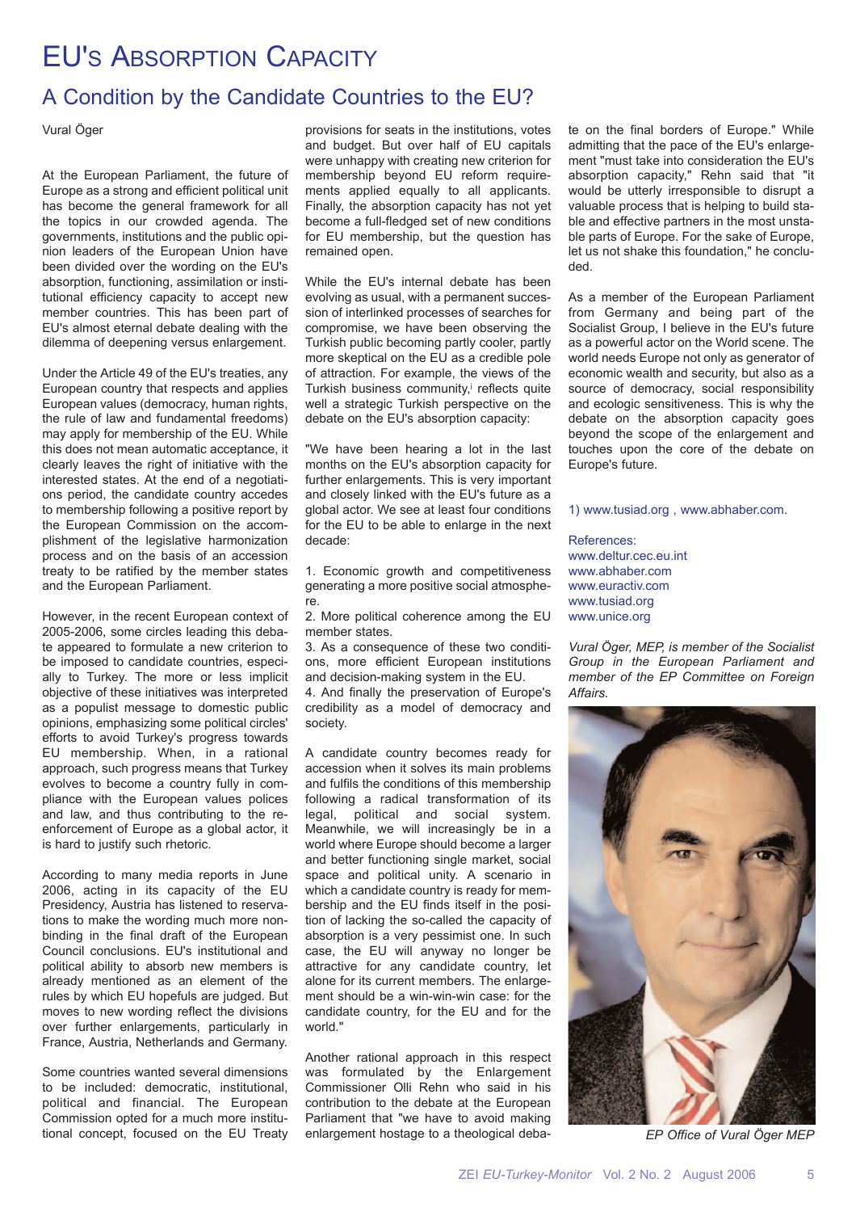# EU's Absorption Capacity

## A Condition by the Candidate Countries to the EU?

Vural Öger

At the European Parliament, the future of Europe as a strong and efficient political unit has become the general framework for all the topics in our crowded agenda. The governments, institutions and the public opinion leaders of the European Union have been divided over the wording on the EU's absorption, functioning, assimilation or institutional efficiency capacity to accept new member countries. This has been part of EU's almost eternal debate dealing with the dilemma of deepening versus enlargement.

Under the Article 49 of the EU's treaties, any European country that respects and applies European values (democracy, human rights, the rule of law and fundamental freedoms) may apply for membership of the EU. While this does not mean automatic acceptance, it clearly leaves the right of initiative with the interested states. At the end of a negotiations period, the candidate country accedes to membership following a positive report by the European Commission on the accomplishment of the legislative harmonization process and on the basis of an accession treaty to be ratified by the member states and the European Parliament.

However, in the recent European context of 2005-2006, some circles leading this debate appeared to formulate a new criterion to be imposed to candidate countries, especially to Turkey. The more or less implicit objective of these initiatives was interpreted as a populist message to domestic public opinions, emphasizing some political circles' efforts to avoid Turkey's progress towards EU membership. When, in a rational approach, such progress means that Turkey evolves to become a country fully in compliance with the European values polices and law, and thus contributing to the re-enforcement of Europe as a global actor, it is hard to justify such rhetoric.

According to many media reports in June 2006, acting in its capacity of the EU Presidency, Austria has listened to reservations to make the wording much more non-binding in the final draft of the European Council conclusions. EU's institutional and political ability to absorb new members is already mentioned as an element of the rules by which EU hopefuls are judged. But moves to new wording reflect the divisions over further enlargements, particularly in France, Austria, Netherlands and Germany.

Some countries wanted several dimensions to be included: democratic, institutional, political and financial. The European Commission opted for a much more institutional concept, focused on the EU Treaty provisions for seats in the institutions, votes and budget. But over half of EU capitals were unhappy with creating new criterion for membership beyond EU reform requirements applied equally to all applicants. Finally, the absorption capacity has not yet become a full-fledged set of new conditions for EU membership, but the question has remained open.

While the EU's internal debate has been evolving as usual, with a permanent succession of interlinked processes of searches for compromise, we have been observing the Turkish public becoming partly cooler, partly more skeptical on the EU as a credible pole of attraction. For example, the views of the Turkish business community,[i] reflects quite well a strategic Turkish perspective on the debate on the EU's absorption capacity:

"We have been hearing a lot in the last months on the EU's absorption capacity for further enlargements. This is very important and closely linked with the EU's future as a global actor. We see at least four conditions for the EU to be able to enlarge in the next decade:

1. Economic growth and competitiveness generating a more positive social atmosphere.
2. More political coherence among the EU member states.
3. As a consequence of these two conditions, more efficient European institutions and decision-making system in the EU.
4. And finally the preservation of Europe's credibility as a model of democracy and society.

A candidate country becomes ready for accession when it solves its main problems and fulfils the conditions of this membership following a radical transformation of its legal, political and social system. Meanwhile, we will increasingly be in a world where Europe should become a larger and better functioning single market, social space and political unity. A scenario in which a candidate country is ready for membership and the EU finds itself in the position of lacking the so-called the capacity of absorption is a very pessimist one. In such case, the EU will anyway no longer be attractive for any candidate country, let alone for its current members. The enlargement should be a win-win-win case: for the candidate country, for the EU and for the world."

Another rational approach in this respect was formulated by the Enlargement Commissioner Olli Rehn who said in his contribution to the debate at the European Parliament that "we have to avoid making enlargement hostage to a theological debate on the final borders of Europe." While admitting that the pace of the EU's enlargement "must take into consideration the EU's absorption capacity," Rehn said that "it would be utterly irresponsible to disrupt a valuable process that is helping to build stable and effective partners in the most unstable parts of Europe. For the sake of Europe, let us not shake this foundation," he concluded.

As a member of the European Parliament from Germany and being part of the Socialist Group, I believe in the EU's future as a powerful actor on the World scene. The world needs Europe not only as generator of economic wealth and security, but also as a source of democracy, social responsibility and ecologic sensitiveness. This is why the debate on the absorption capacity goes beyond the scope of the enlargement and touches upon the core of the debate on Europe's future.

1) www.tusiad.org , www.abhaber.com.

References:
www.deltur.cec.eu.int
www.abhaber.com
www.euractiv.com
www.tusiad.org
www.unice.org

*Vural Öger, MEP, is member of the Socialist Group in the European Parliament and member of the EP Committee on Foreign Affairs.*

*EP Office of Vural Öger MEP*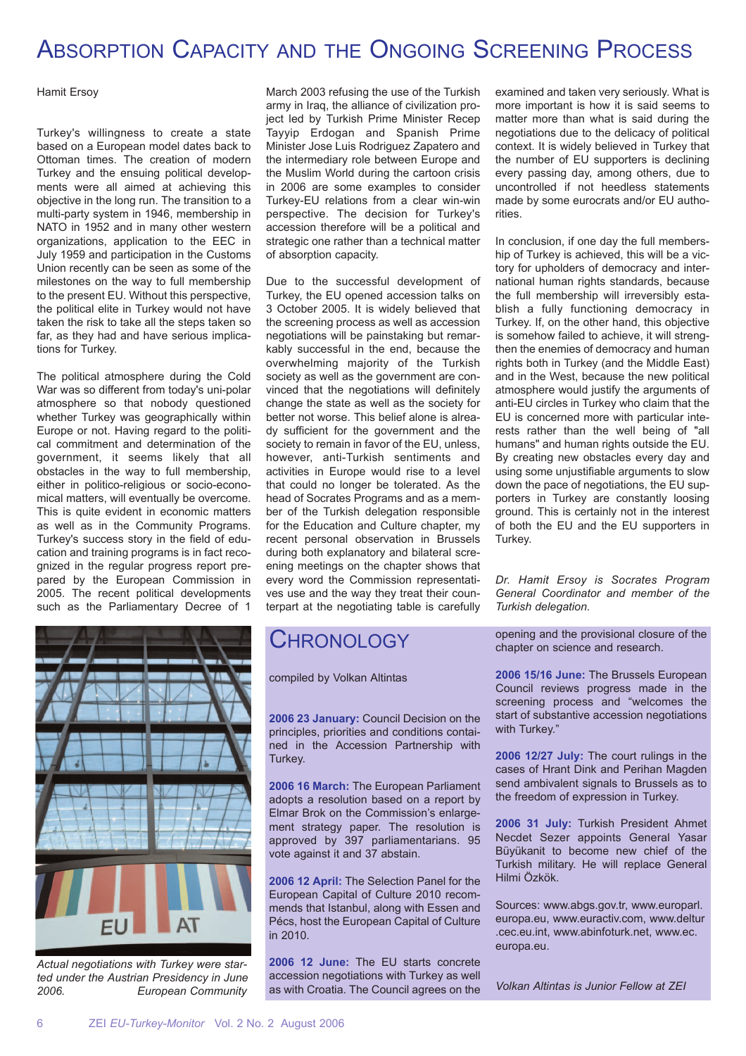# Absorption Capacity and the Ongoing Screening Process

Hamit Ersoy

Turkey's willingness to create a state based on a European model dates back to Ottoman times. The creation of modern Turkey and the ensuing political developments were all aimed at achieving this objective in the long run. The transition to a multi-party system in 1946, membership in NATO in 1952 and in many other western organizations, application to the EEC in July 1959 and participation in the Customs Union recently can be seen as some of the milestones on the way to full membership to the present EU. Without this perspective, the political elite in Turkey would not have taken the risk to take all the steps taken so far, as they had and have serious implications for Turkey.

The political atmosphere during the Cold War was so different from today's uni-polar atmosphere so that nobody questioned whether Turkey was geographically within Europe or not. Having regard to the political commitment and determination of the government, it seems likely that all obstacles in the way to full membership, either in politico-religious or socio-economical matters, will eventually be overcome. This is quite evident in economic matters as well as in the Community Programs. Turkey's success story in the field of education and training programs is in fact recognized in the regular progress report prepared by the European Commission in 2005. The recent political developments such as the Parliamentary Decree of 1 March 2003 refusing the use of the Turkish army in Iraq, the alliance of civilization project led by Turkish Prime Minister Recep Tayyip Erdogan and Spanish Prime Minister Jose Luis Rodriguez Zapatero and the intermediary role between Europe and the Muslim World during the cartoon crisis in 2006 are some examples to consider Turkey-EU relations from a clear win-win perspective. The decision for Turkey's accession therefore will be a political and strategic one rather than a technical matter of absorption capacity.

Due to the successful development of Turkey, the EU opened accession talks on 3 October 2005. It is widely believed that the screening process as well as accession negotiations will be painstaking but remarkably successful in the end, because the overwhelming majority of the Turkish society as well as the government are convinced that the negotiations will definitely change the state as well as the society for better not worse. This belief alone is already sufficient for the government and the society to remain in favor of the EU, unless, however, anti-Turkish sentiments and activities in Europe would rise to a level that could no longer be tolerated. As the head of Socrates Programs and as a member of the Turkish delegation responsible for the Education and Culture chapter, my recent personal observation in Brussels during both explanatory and bilateral screening meetings on the chapter shows that every word the Commission representatives use and the way they treat their counterpart at the negotiating table is carefully examined and taken very seriously. What is more important is how it is said seems to matter more than what is said during the negotiations due to the delicacy of political context. It is widely believed in Turkey that the number of EU supporters is declining every passing day, among others, due to uncontrolled if not heedless statements made by some eurocrats and/or EU authorities.

In conclusion, if one day the full membership of Turkey is achieved, this will be a victory for upholders of democracy and international human rights standards, because the full membership will irreversibly establish a fully functioning democracy in Turkey. If, on the other hand, this objective is somehow failed to achieve, it will strengthen the enemies of democracy and human rights both in Turkey (and the Middle East) and in the West, because the new political atmosphere would justify the arguments of anti-EU circles in Turkey who claim that the EU is concerned more with particular interests rather than the well being of "all humans" and human rights outside the EU. By creating new obstacles every day and using some unjustifiable arguments to slow down the pace of negotiations, the EU supporters in Turkey are constantly loosing ground. This is certainly not in the interest of both the EU and the EU supporters in Turkey.

*Dr. Hamit Ersoy is Socrates Program General Coordinator and member of the Turkish delegation.*

*Actual negotiations with Turkey were started under the Austrian Presidency in June 2006. European Community*

# Chronology

compiled by Volkan Altintas

**2006 23 January:** Council Decision on the principles, priorities and conditions contained in the Accession Partnership with Turkey.

**2006 16 March:** The European Parliament adopts a resolution based on a report by Elmar Brok on the Commission's enlargement strategy paper. The resolution is approved by 397 parliamentarians. 95 vote against it and 37 abstain.

**2006 12 April:** The Selection Panel for the European Capital of Culture 2010 recommends that Istanbul, along with Essen and Pécs, host the European Capital of Culture in 2010.

**2006 12 June:** The EU starts concrete accession negotiations with Turkey as well as with Croatia. The Council agrees on the opening and the provisional closure of the chapter on science and research.

**2006 15/16 June:** The Brussels European Council reviews progress made in the screening process and "welcomes the start of substantive accession negotiations with Turkey."

**2006 12/27 July:** The court rulings in the cases of Hrant Dink and Perihan Magden send ambivalent signals to Brussels as to the freedom of expression in Turkey.

**2006 31 July:** Turkish President Ahmet Necdet Sezer appoints General Yasar Büyükanit to become new chief of the Turkish military. He will replace General Hilmi Özkök.

Sources: www.abgs.gov.tr, www.europarl.europa.eu, www.euractiv.com, www.deltur.cec.eu.int, www.abinfoturk.net, www.ec.europa.eu.

*Volkan Altintas is Junior Fellow at ZEI*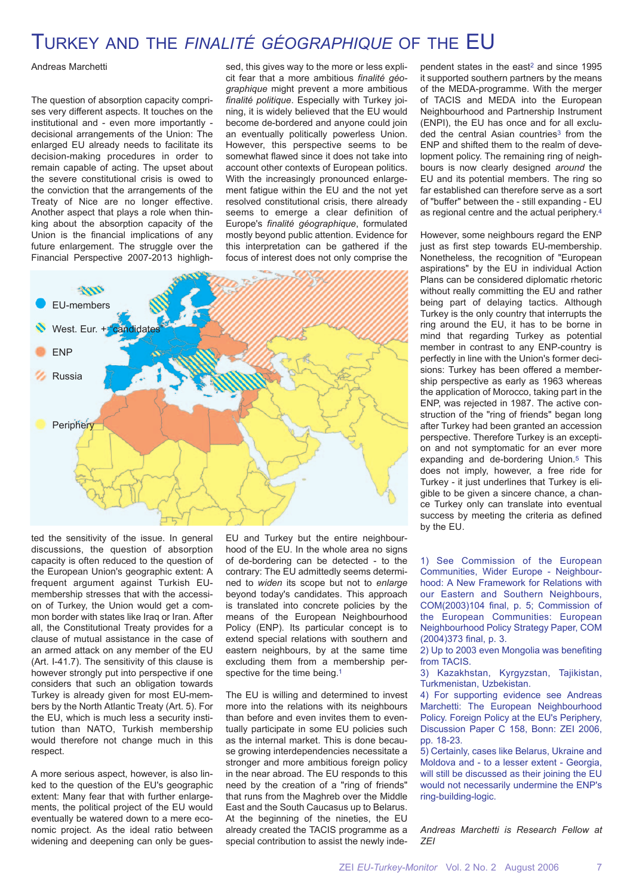# Turkey and the *finalité géographique* of the EU

Andreas Marchetti

The question of absorption capacity comprises very different aspects. It touches on the institutional and - even more importantly - decisional arrangements of the Union: The enlarged EU already needs to facilitate its decision-making procedures in order to remain capable of acting. The upset about the severe constitutional crisis is owed to the conviction that the arrangements of the Treaty of Nice are no longer effective. Another aspect that plays a role when thinking about the absorption capacity of the Union is the financial implications of any future enlargement. The struggle over the Financial Perspective 2007-2013 highlighted the sensitivity of the issue. In general discussions, the question of absorption capacity is often reduced to the question of the European Union's geographic extent: A frequent argument against Turkish EU-membership stresses that with the accession of Turkey, the Union would get a common border with states like Iraq or Iran. After all, the Constitutional Treaty provides for a clause of mutual assistance in the case of an armed attack on any member of the EU (Art. I-41.7). The sensitivity of this clause is however strongly put into perspective if one considers that such an obligation towards Turkey is already given for most EU-members by the North Atlantic Treaty (Art. 5). For the EU, which is much less a security institution than NATO, Turkish membership would therefore not change much in this respect.

A more serious aspect, however, is also linked to the question of the EU's geographic extent: Many fear that with further enlargements, the political project of the EU would eventually be watered down to a mere economic project. As the ideal ratio between widening and deepening can only be guessed, this gives way to the more or less explicit fear that a more ambitious *finalité géographique* might prevent a more ambitious *finalité politique*. Especially with Turkey joining, it is widely believed that the EU would become de-bordered and anyone could join an eventually politically powerless Union. However, this perspective seems to be somewhat flawed since it does not take into account other contexts of European politics. With the increasingly pronounced enlargement fatigue within the EU and the not yet resolved constitutional crisis, there already seems to emerge a clear definition of Europe's *finalité géographique*, formulated mostly beyond public attention. Evidence for this interpretation can be gathered if the focus of interest does not only comprise the EU and Turkey but the entire neighbourhood of the EU. In the whole area no signs of de-bordering can be detected - to the contrary: The EU admittedly seems determined to *widen* its scope but not to *enlarge* beyond today's candidates. This approach is translated into concrete policies by the means of the European Neighbourhood Policy (ENP). Its particular concept is to extend special relations with southern and eastern neighbours, by at the same time excluding them from a membership perspective for the time being.[1]

The EU is willing and determined to invest more into the relations with its neighbours than before and even invites them to eventually participate in some EU policies such as the internal market. This is done because growing interdependencies necessitate a stronger and more ambitious foreign policy in the near abroad. The EU responds to this need by the creation of a "ring of friends" that runs from the Maghreb over the Middle East and the South Caucasus up to Belarus. At the beginning of the nineties, the EU already created the TACIS programme as a special contribution to assist the newly independent states in the east[2] and since 1995 it supported southern partners by the means of the MEDA-programme. With the merger of TACIS and MEDA into the European Neighbourhood and Partnership Instrument (ENPI), the EU has once and for all excluded the central Asian countries[3] from the ENP and shifted them to the realm of development policy. The remaining ring of neighbours is now clearly designed *around* the EU and its potential members. The ring so far established can therefore serve as a sort of "buffer" between the - still expanding - EU as regional centre and the actual periphery.[4]

EU-members

West. Eur. + "candidates"

ENP

Russia

Periphery

However, some neighbours regard the ENP just as first step towards EU-membership. Nonetheless, the recognition of "European aspirations" by the EU in individual Action Plans can be considered diplomatic rhetoric without really committing the EU and rather being part of delaying tactics. Although Turkey is the only country that interrupts the ring around the EU, it has to be borne in mind that regarding Turkey as potential member in contrast to any ENP-country is perfectly in line with the Union's former decisions: Turkey has been offered a membership perspective as early as 1963 whereas the application of Morocco, taking part in the ENP, was rejected in 1987. The active construction of the "ring of friends" began long after Turkey had been granted an accession perspective. Therefore Turkey is an exception and not symptomatic for an ever more expanding and de-bordering Union.[5] This does not imply, however, a free ride for Turkey - it just underlines that Turkey is eligible to be given a sincere chance, a chance Turkey only can translate into eventual success by meeting the criteria as defined by the EU.

1) See Commission of the European Communities, Wider Europe - Neighbourhood: A New Framework for Relations with our Eastern and Southern Neighbours, COM(2003)104 final, p. 5; Commission of the European Communities: European Neighbourhood Policy Strategy Paper, COM (2004)373 final, p. 3.

2) Up to 2003 even Mongolia was benefiting from TACIS.

3) Kazakhstan, Kyrgyzstan, Tajikistan, Turkmenistan, Uzbekistan.

4) For supporting evidence see Andreas Marchetti: The European Neighbourhood Policy. Foreign Policy at the EU's Periphery, Discussion Paper C 158, Bonn: ZEI 2006, pp. 18-23.

5) Certainly, cases like Belarus, Ukraine and Moldova and - to a lesser extent - Georgia, will still be discussed as their joining the EU would not necessarily undermine the ENP's ring-building-logic.

*Andreas Marchetti is Research Fellow at ZEI*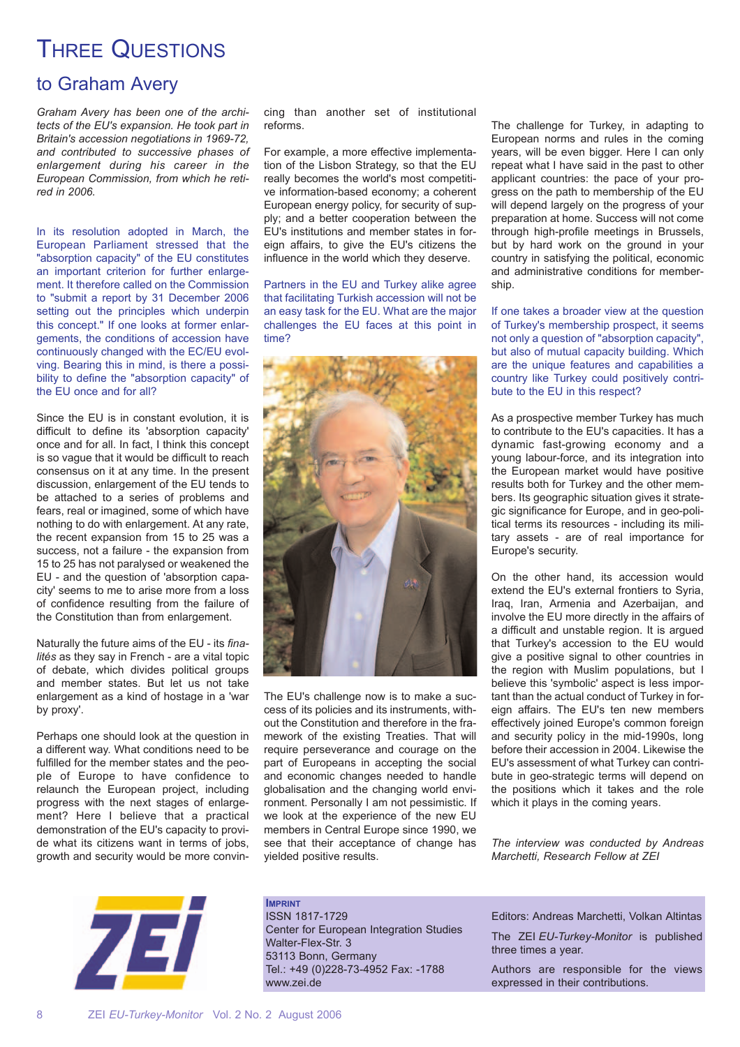# Three Questions

## to Graham Avery

*Graham Avery has been one of the architects of the EU's expansion. He took part in Britain's accession negotiations in 1969-72, and contributed to successive phases of enlargement during his career in the European Commission, from which he retired in 2006.*

In its resolution adopted in March, the European Parliament stressed that the "absorption capacity" of the EU constitutes an important criterion for further enlargement. It therefore called on the Commission to "submit a report by 31 December 2006 setting out the principles which underpin this concept." If one looks at former enlargements, the conditions of accession have continuously changed with the EC/EU evolving. Bearing this in mind, is there a possibility to define the "absorption capacity" of the EU once and for all?

Since the EU is in constant evolution, it is difficult to define its 'absorption capacity' once and for all. In fact, I think this concept is so vague that it would be difficult to reach consensus on it at any time. In the present discussion, enlargement of the EU tends to be attached to a series of problems and fears, real or imagined, some of which have nothing to do with enlargement. At any rate, the recent expansion from 15 to 25 was a success, not a failure - the expansion from 15 to 25 has not paralysed or weakened the EU - and the question of 'absorption capacity' seems to me to arise more from a loss of confidence resulting from the failure of the Constitution than from enlargement.

Naturally the future aims of the EU - its *finalités* as they say in French - are a vital topic of debate, which divides political groups and member states. But let us not take enlargement as a kind of hostage in a 'war by proxy'.

Perhaps one should look at the question in a different way. What conditions need to be fulfilled for the member states and the people of Europe to have confidence to relaunch the European project, including progress with the next stages of enlargement? Here I believe that a practical demonstration of the EU's capacity to provide what its citizens want in terms of jobs, growth and security would be more convincing than another set of institutional reforms.

For example, a more effective implementation of the Lisbon Strategy, so that the EU really becomes the world's most competitive information-based economy; a coherent European energy policy, for security of supply; and a better cooperation between the EU's institutions and member states in foreign affairs, to give the EU's citizens the influence in the world which they deserve.

Partners in the EU and Turkey alike agree that facilitating Turkish accession will not be an easy task for the EU. What are the major challenges the EU faces at this point in time?

The EU's challenge now is to make a success of its policies and its instruments, without the Constitution and therefore in the framework of the existing Treaties. That will require perseverance and courage on the part of Europeans in accepting the social and economic changes needed to handle globalisation and the changing world environment. Personally I am not pessimistic. If we look at the experience of the new EU members in Central Europe since 1990, we see that their acceptance of change has yielded positive results.

The challenge for Turkey, in adapting to European norms and rules in the coming years, will be even bigger. Here I can only repeat what I have said in the past to other applicant countries: the pace of your progress on the path to membership of the EU will depend largely on the progress of your preparation at home. Success will not come through high-profile meetings in Brussels, but by hard work on the ground in your country in satisfying the political, economic and administrative conditions for membership.

If one takes a broader view at the question of Turkey's membership prospect, it seems not only a question of "absorption capacity", but also of mutual capacity building. Which are the unique features and capabilities a country like Turkey could positively contribute to the EU in this respect?

As a prospective member Turkey has much to contribute to the EU's capacities. It has a dynamic fast-growing economy and a young labour-force, and its integration into the European market would have positive results both for Turkey and the other members. Its geographic situation gives it strategic significance for Europe, and in geo-political terms its resources - including its military assets - are of real importance for Europe's security.

On the other hand, its accession would extend the EU's external frontiers to Syria, Iraq, Iran, Armenia and Azerbaijan, and involve the EU more directly in the affairs of a difficult and unstable region. It is argued that Turkey's accession to the EU would give a positive signal to other countries in the region with Muslim populations, but I believe this 'symbolic' aspect is less important than the actual conduct of Turkey in foreign affairs. The EU's ten new members effectively joined Europe's common foreign and security policy in the mid-1990s, long before their accession in 2004. Likewise the EU's assessment of what Turkey can contribute in geo-strategic terms will depend on the positions which it takes and the role which it plays in the coming years.

*The interview was conducted by Andreas Marchetti, Research Fellow at ZEI*

ZEI

**Imprint**
ISSN 1817-1729
Center for European Integration Studies
Walter-Flex-Str. 3
53113 Bonn, Germany
Tel.: +49 (0)228-73-4952 Fax: -1788
www.zei.de

Editors: Andreas Marchetti, Volkan Altintas

The ZEI *EU-Turkey-Monitor* is published three times a year.

Authors are responsible for the views expressed in their contributions.